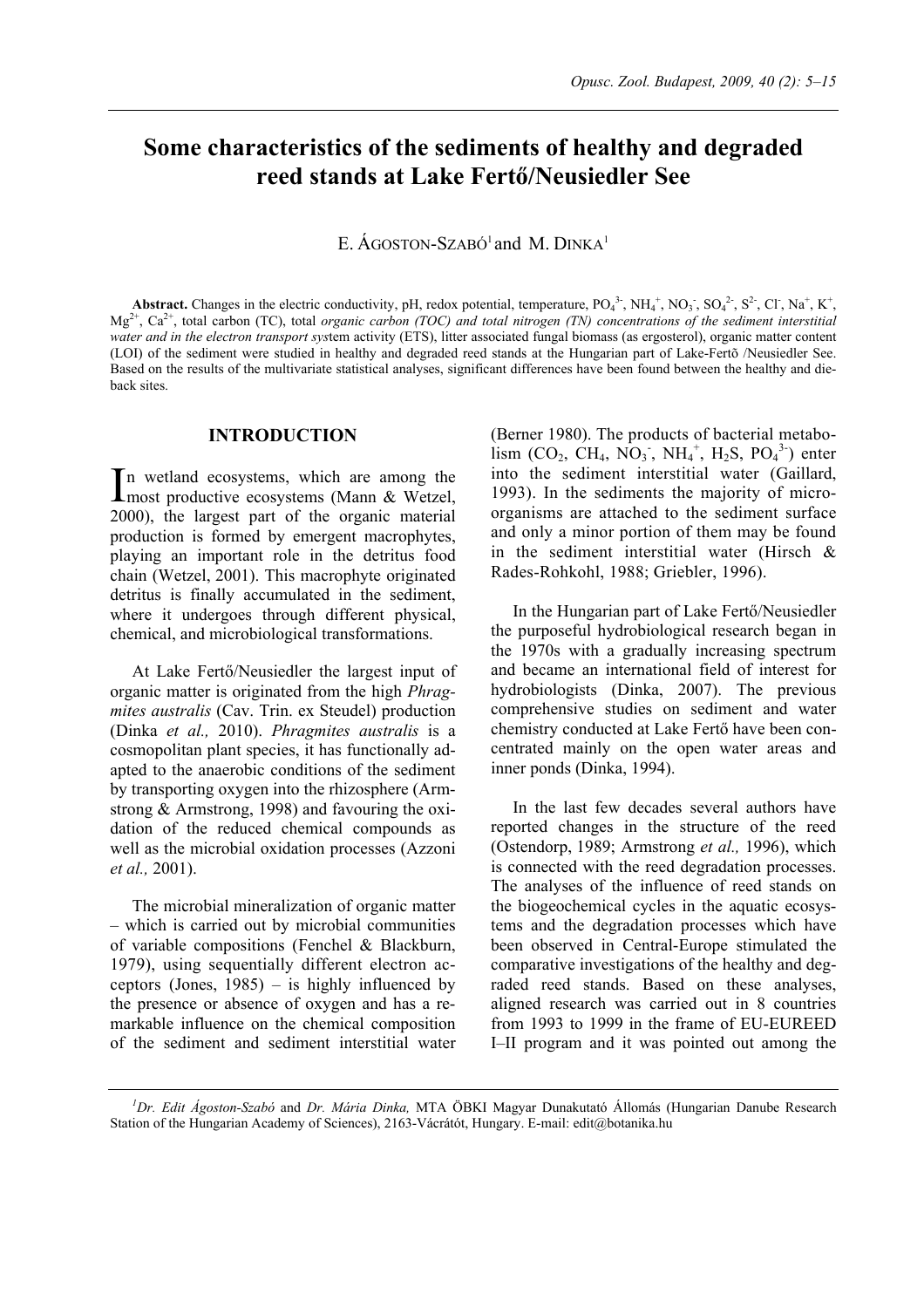# Some characteristics of the sediments of healthy and degraded reed stands at Lake Fertő/Neusiedler See

E. Ágoston-Szabó[1] and M. Dinka[1]

**Abstract.** Changes in the electric conductivity, pH, redox potential, temperature, $PO_4^{3-}$, $NH_4^+$, $NO_3^-$, $SO_4^{2-}$, $S^{2-}$, $Cl^-$, $Na^+$, $K^+$, $Mg^{2+}$, $Ca^{2+}$, total carbon (TC), total *organic carbon (TOC) and total nitrogen (TN) concentrations of the sediment interstitial water and in the electron transport sys*tem activity (ETS), litter associated fungal biomass (as ergosterol), organic matter content (LOI) of the sediment were studied in healthy and degraded reed stands at the Hungarian part of Lake-Fertõ /Neusiedler See. Based on the results of the multivariate statistical analyses, significant differences have been found between the healthy and die-back sites.

## INTRODUCTION

In wetland ecosystems, which are among the most productive ecosystems (Mann & Wetzel, 2000), the largest part of the organic material production is formed by emergent macrophytes, playing an important role in the detritus food chain (Wetzel, 2001). This macrophyte originated detritus is finally accumulated in the sediment, where it undergoes through different physical, chemical, and microbiological transformations.

At Lake Fertő/Neusiedler the largest input of organic matter is originated from the high *Phragmites australis* (Cav. Trin. ex Steudel) production (Dinka *et al.,* 2010). *Phragmites australis* is a cosmopolitan plant species, it has functionally adapted to the anaerobic conditions of the sediment by transporting oxygen into the rhizosphere (Armstrong & Armstrong, 1998) and favouring the oxidation of the reduced chemical compounds as well as the microbial oxidation processes (Azzoni *et al.,* 2001).

The microbial mineralization of organic matter – which is carried out by microbial communities of variable compositions (Fenchel & Blackburn, 1979), using sequentially different electron acceptors (Jones, 1985) – is highly influenced by the presence or absence of oxygen and has a remarkable influence on the chemical composition of the sediment and sediment interstitial water (Berner 1980). The products of bacterial metabolism ($CO_2$, $CH_4$, $NO_3^-$, $NH_4^+$, $H_2S$, $PO_4^{3-}$) enter into the sediment interstitial water (Gaillard, 1993). In the sediments the majority of microorganisms are attached to the sediment surface and only a minor portion of them may be found in the sediment interstitial water (Hirsch & Rades-Rohkohl, 1988; Griebler, 1996).

In the Hungarian part of Lake Fertő/Neusiedler the purposeful hydrobiological research began in the 1970s with a gradually increasing spectrum and became an international field of interest for hydrobiologists (Dinka, 2007). The previous comprehensive studies on sediment and water chemistry conducted at Lake Fertő have been concentrated mainly on the open water areas and inner ponds (Dinka, 1994).

In the last few decades several authors have reported changes in the structure of the reed (Ostendorp, 1989; Armstrong *et al.,* 1996), which is connected with the reed degradation processes. The analyses of the influence of reed stands on the biogeochemical cycles in the aquatic ecosystems and the degradation processes which have been observed in Central-Europe stimulated the comparative investigations of the healthy and degraded reed stands. Based on these analyses, aligned research was carried out in 8 countries from 1993 to 1999 in the frame of EU-EUREED I–II program and it was pointed out among the

[1]*Dr. Edit Ágoston-Szabó* and *Dr. Mária Dinka,* MTA ÖBKI Magyar Dunakutató Állomás (Hungarian Danube Research Station of the Hungarian Academy of Sciences), 2163-Vácrátót, Hungary. E-mail: edit@botanika.hu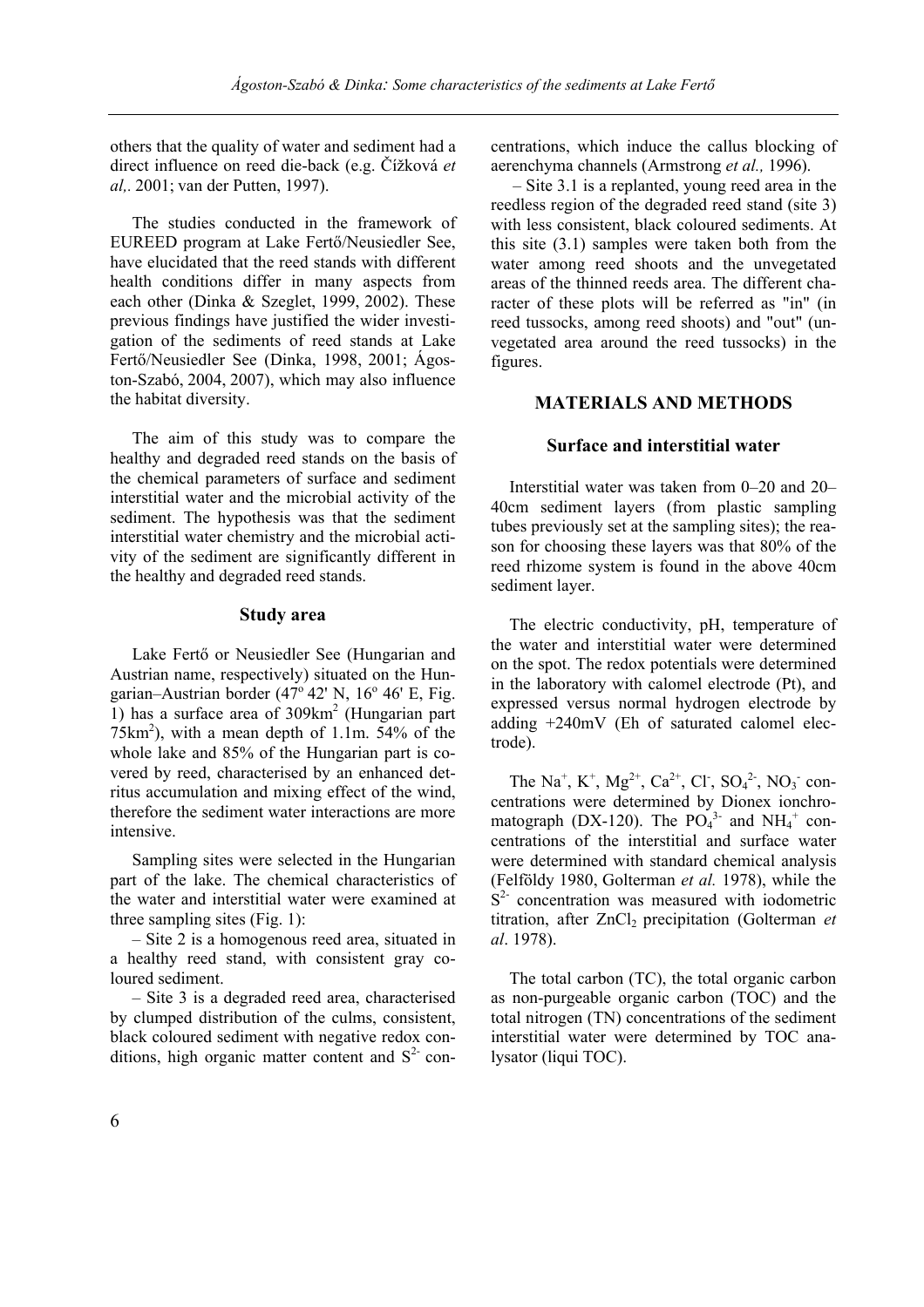others that the quality of water and sediment had a direct influence on reed die-back (e.g. Čížková *et al,.* 2001; van der Putten, 1997).

The studies conducted in the framework of EUREED program at Lake Fertő/Neusiedler See, have elucidated that the reed stands with different health conditions differ in many aspects from each other (Dinka & Szeglet, 1999, 2002). These previous findings have justified the wider investigation of the sediments of reed stands at Lake Fertő/Neusiedler See (Dinka, 1998, 2001; Ágoston-Szabó, 2004, 2007), which may also influence the habitat diversity.

The aim of this study was to compare the healthy and degraded reed stands on the basis of the chemical parameters of surface and sediment interstitial water and the microbial activity of the sediment. The hypothesis was that the sediment interstitial water chemistry and the microbial activity of the sediment are significantly different in the healthy and degraded reed stands.

### Study area

Lake Fertő or Neusiedler See (Hungarian and Austrian name, respectively) situated on the Hungarian–Austrian border (47° 42' N, 16° 46' E, Fig. 1) has a surface area of 309km$^2$ (Hungarian part 75km$^2$), with a mean depth of 1.1m. 54% of the whole lake and 85% of the Hungarian part is covered by reed, characterised by an enhanced detritus accumulation and mixing effect of the wind, therefore the sediment water interactions are more intensive.

Sampling sites were selected in the Hungarian part of the lake. The chemical characteristics of the water and interstitial water were examined at three sampling sites (Fig. 1):

– Site 2 is a homogenous reed area, situated in a healthy reed stand, with consistent gray coloured sediment.

– Site 3 is a degraded reed area, characterised by clumped distribution of the culms, consistent, black coloured sediment with negative redox conditions, high organic matter content and $S^{2-}$ concentrations, which induce the callus blocking of aerenchyma channels (Armstrong *et al.,* 1996).

– Site 3.1 is a replanted, young reed area in the reedless region of the degraded reed stand (site 3) with less consistent, black coloured sediments. At this site (3.1) samples were taken both from the water among reed shoots and the unvegetated areas of the thinned reeds area. The different character of these plots will be referred as "in" (in reed tussocks, among reed shoots) and "out" (unvegetated area around the reed tussocks) in the figures.

## MATERIALS AND METHODS

### Surface and interstitial water

Interstitial water was taken from 0–20 and 20–40cm sediment layers (from plastic sampling tubes previously set at the sampling sites); the reason for choosing these layers was that 80% of the reed rhizome system is found in the above 40cm sediment layer.

The electric conductivity, pH, temperature of the water and interstitial water were determined on the spot. The redox potentials were determined in the laboratory with calomel electrode (Pt), and expressed versus normal hydrogen electrode by adding +240mV (Eh of saturated calomel electrode).

The $Na^+$, $K^+$, $Mg^{2+}$, $Ca^{2+}$, $Cl^-$, $SO_4^{2-}$, $NO_3^-$ concentrations were determined by Dionex ionchromatograph (DX-120). The $PO_4^{3-}$ and $NH_4^+$ concentrations of the interstitial and surface water were determined with standard chemical analysis (Felföldy 1980, Golterman *et al.* 1978), while the $S^{2-}$ concentration was measured with iodometric titration, after $ZnCl_2$ precipitation (Golterman *et al*. 1978).

The total carbon (TC), the total organic carbon as non-purgeable organic carbon (TOC) and the total nitrogen (TN) concentrations of the sediment interstitial water were determined by TOC analysator (liqui TOC).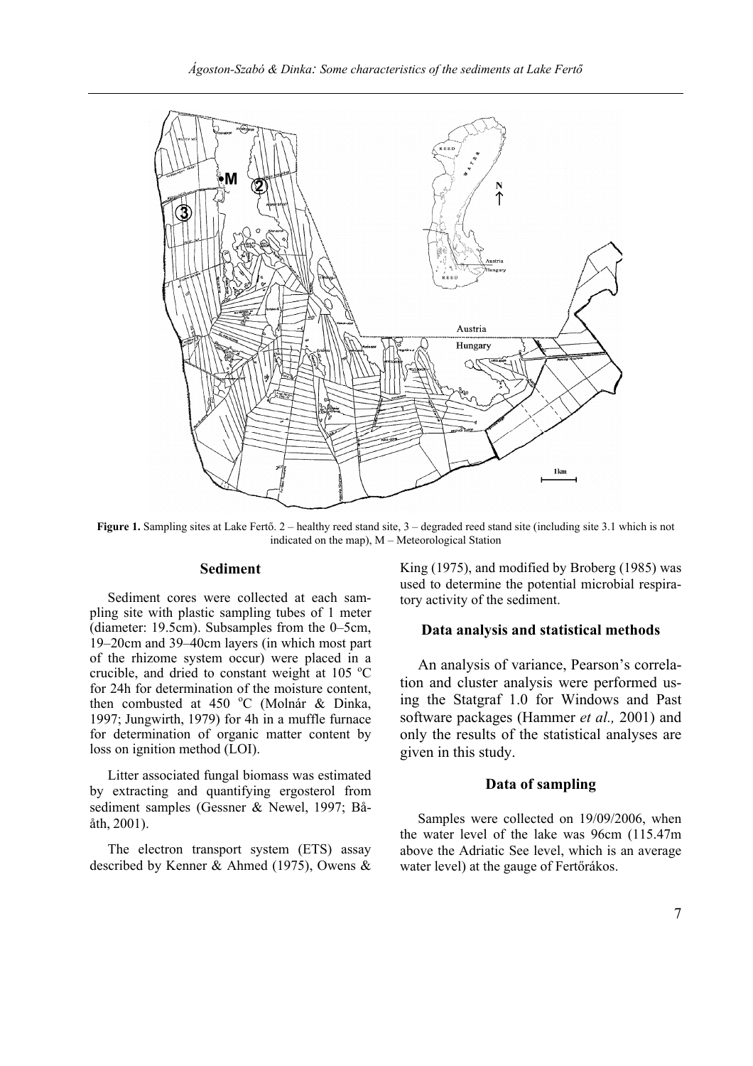**Figure 1.** Sampling sites at Lake Fertő. 2 – healthy reed stand site, 3 – degraded reed stand site (including site 3.1 which is not indicated on the map), M – Meteorological Station

### Sediment

Sediment cores were collected at each sampling site with plastic sampling tubes of 1 meter (diameter: 19.5cm). Subsamples from the 0–5cm, 19–20cm and 39–40cm layers (in which most part of the rhizome system occur) were placed in a crucible, and dried to constant weight at 105 °C for 24h for determination of the moisture content, then combusted at 450 °C (Molnár & Dinka, 1997; Jungwirth, 1979) for 4h in a muffle furnace for determination of organic matter content by loss on ignition method (LOI).

Litter associated fungal biomass was estimated by extracting and quantifying ergosterol from sediment samples (Gessner & Newel, 1997; Bååth, 2001).

The electron transport system (ETS) assay described by Kenner & Ahmed (1975), Owens & King (1975), and modified by Broberg (1985) was used to determine the potential microbial respiratory activity of the sediment.

### Data analysis and statistical methods

An analysis of variance, Pearson's correlation and cluster analysis were performed using the Statgraf 1.0 for Windows and Past software packages (Hammer *et al.,* 2001) and only the results of the statistical analyses are given in this study.

### Data of sampling

Samples were collected on 19/09/2006, when the water level of the lake was 96cm (115.47m above the Adriatic See level, which is an average water level) at the gauge of Fertőrákos.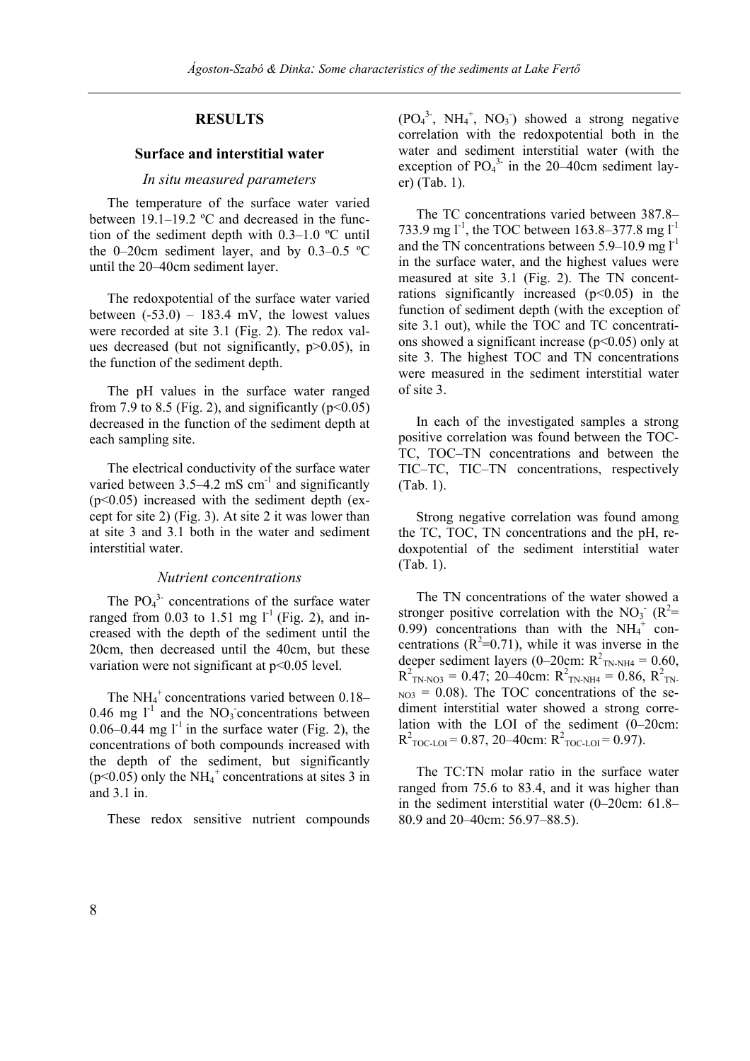## RESULTS

### Surface and interstitial water

#### *In situ measured parameters*

The temperature of the surface water varied between 19.1–19.2 ºC and decreased in the function of the sediment depth with 0.3–1.0 ºC until the 0–20cm sediment layer, and by 0.3–0.5 ºC until the 20–40cm sediment layer.

The redoxpotential of the surface water varied between (-53.0) – 183.4 mV, the lowest values were recorded at site 3.1 (Fig. 2). The redox values decreased (but not significantly, $p>0.05$), in the function of the sediment depth.

The pH values in the surface water ranged from 7.9 to 8.5 (Fig. 2), and significantly ($p<0.05$) decreased in the function of the sediment depth at each sampling site.

The electrical conductivity of the surface water varied between 3.5–4.2 mS $cm^{-1}$ and significantly ($p<0.05$) increased with the sediment depth (except for site 2) (Fig. 3). At site 2 it was lower than at site 3 and 3.1 both in the water and sediment interstitial water.

#### *Nutrient concentrations*

The $PO_4^{3-}$ concentrations of the surface water ranged from 0.03 to 1.51 mg $l^{-1}$ (Fig. 2), and increased with the depth of the sediment until the 20cm, then decreased until the 40cm, but these variation were not significant at $p<0.05$ level.

The $NH_4^+$ concentrations varied between 0.18–0.46 mg $l^{-1}$ and the $NO_3^-$ concentrations between 0.06–0.44 mg $l^{-1}$ in the surface water (Fig. 2), the concentrations of both compounds increased with the depth of the sediment, but significantly ($p<0.05$) only the $NH_4^+$ concentrations at sites 3 in and 3.1 in.

These redox sensitive nutrient compounds ($PO_4^{3-}$, $NH_4^+$, $NO_3^-$) showed a strong negative correlation with the redoxpotential both in the water and sediment interstitial water (with the exception of $PO_4^{3-}$ in the 20–40cm sediment layer) (Tab. 1).

The TC concentrations varied between 387.8–733.9 mg $l^{-1}$, the TOC between 163.8–377.8 mg $l^{-1}$ and the TN concentrations between 5.9–10.9 mg $l^{-1}$ in the surface water, and the highest values were measured at site 3.1 (Fig. 2). The TN concentrations significantly increased ($p<0.05$) in the function of sediment depth (with the exception of site 3.1 out), while the TOC and TC concentrations showed a significant increase ($p<0.05$) only at site 3. The highest TOC and TN concentrations were measured in the sediment interstitial water of site 3.

In each of the investigated samples a strong positive correlation was found between the TOC-TC, TOC–TN concentrations and between the TIC–TC, TIC–TN concentrations, respectively (Tab. 1).

Strong negative correlation was found among the TC, TOC, TN concentrations and the pH, redoxpotential of the sediment interstitial water (Tab. 1).

The TN concentrations of the water showed a stronger positive correlation with the $NO_3^-$ ($R^2$= 0.99) concentrations than with the $NH_4^+$ concentrations ($R^2$=0.71), while it was inverse in the deeper sediment layers (0–20cm: $R^2_{TN\text{-}NH4} = 0.60$, $R^2_{TN\text{-}NO3} = 0.47$; 20–40cm: $R^2_{TN\text{-}NH4} = 0.86$, $R^2_{TN\text{-}NO3} = 0.08$). The TOC concentrations of the sediment interstitial water showed a strong correlation with the LOI of the sediment (0–20cm: $R^2_{TOC\text{-}LOI} = 0.87$, 20–40cm: $R^2_{TOC\text{-}LOI} = 0.97$).

The TC:TN molar ratio in the surface water ranged from 75.6 to 83.4, and it was higher than in the sediment interstitial water (0–20cm: 61.8–80.9 and 20–40cm: 56.97–88.5).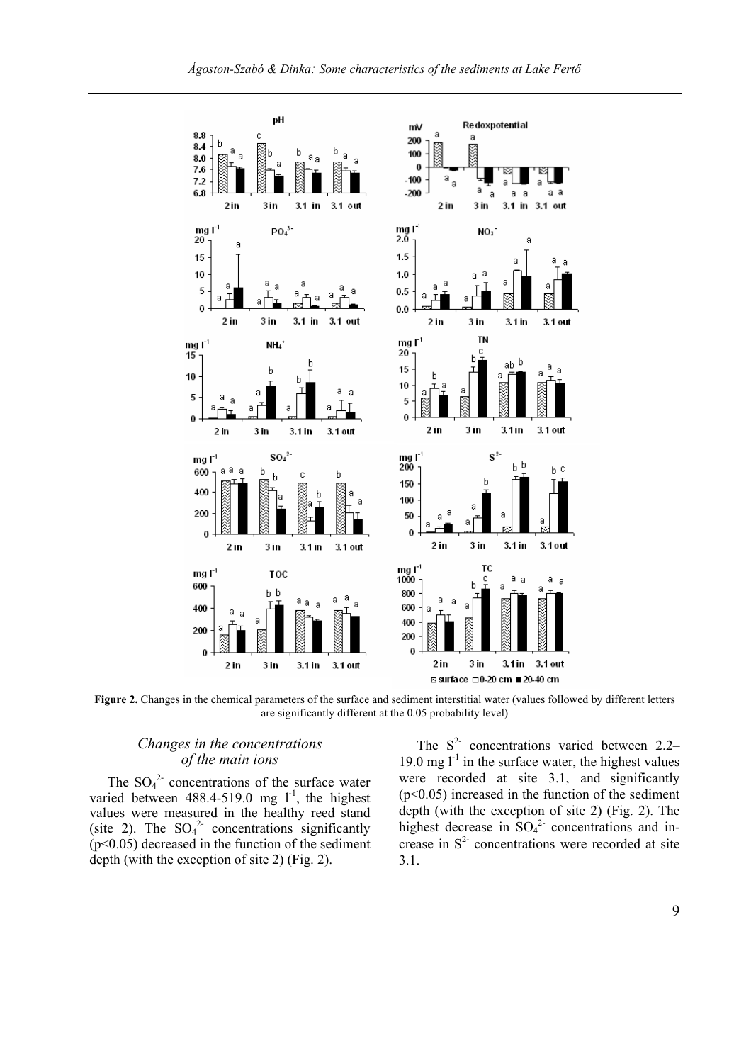**Figure 2.** Changes in the chemical parameters of the surface and sediment interstitial water (values followed by different letters are significantly different at the 0.05 probability level)

### *Changes in the concentrations of the main ions*

The $SO_4^{2-}$ concentrations of the surface water varied between 488.4-519.0 mg $l^{-1}$, the highest values were measured in the healthy reed stand (site 2). The $SO_4^{2-}$ concentrations significantly ($p<0.05$) decreased in the function of the sediment depth (with the exception of site 2) (Fig. 2).

The $S^{2-}$ concentrations varied between 2.2–19.0 mg $l^{-1}$ in the surface water, the highest values were recorded at site 3.1, and significantly ($p<0.05$) increased in the function of the sediment depth (with the exception of site 2) (Fig. 2). The highest decrease in $SO_4^{2-}$ concentrations and increase in $S^{2-}$ concentrations were recorded at site 3.1.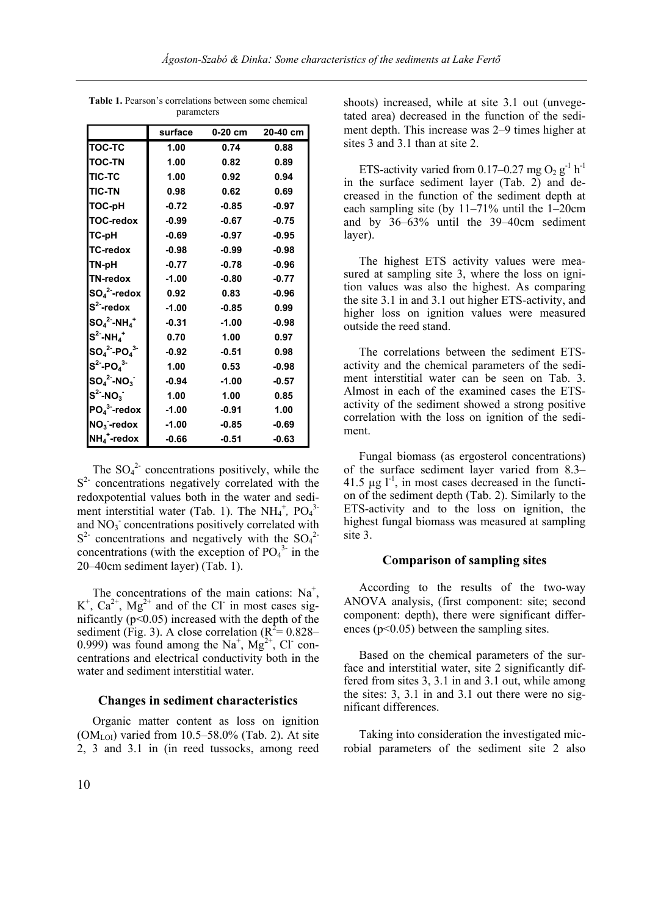**Table 1.** Pearson's correlations between some chemical parameters

| | surface | 0-20 cm | 20-40 cm |
|---|---|---|---|
| TOC-TC | 1.00 | 0.74 | 0.88 |
| TOC-TN | 1.00 | 0.82 | 0.89 |
| TIC-TC | 1.00 | 0.92 | 0.94 |
| TIC-TN | 0.98 | 0.62 | 0.69 |
| TOC-pH | -0.72 | -0.85 | -0.97 |
| TOC-redox | -0.99 | -0.67 | -0.75 |
| TC-pH | -0.69 | -0.97 | -0.95 |
| TC-redox | -0.98 | -0.99 | -0.98 |
| TN-pH | -0.77 | -0.78 | -0.96 |
| TN-redox | -1.00 | -0.80 | -0.77 |
| $SO_4^{2-}$-redox | 0.92 | 0.83 | -0.96 |
| $S^{2-}$-redox | -1.00 | -0.85 | 0.99 |
| $SO_4^{2-}$-$NH_4^+$ | -0.31 | -1.00 | -0.98 |
| $S^{2-}$-$NH_4^+$ | 0.70 | 1.00 | 0.97 |
| $SO_4^{2-}$-$PO_4^{3-}$ | -0.92 | -0.51 | 0.98 |
| $S^{2-}$-$PO_4^{3-}$ | 1.00 | 0.53 | -0.98 |
| $SO_4^{2-}$-$NO_3^-$ | -0.94 | -1.00 | -0.57 |
| $S^{2-}$-$NO_3^-$ | 1.00 | 1.00 | 0.85 |
| $PO_4^{3-}$-redox | -1.00 | -0.91 | 1.00 |
| $NO_3^-$-redox | -1.00 | -0.85 | -0.69 |
| $NH_4^+$-redox | -0.66 | -0.51 | -0.63 |

The $SO_4^{2-}$ concentrations positively, while the $S^{2-}$ concentrations negatively correlated with the redoxpotential values both in the water and sediment interstitial water (Tab. 1). The $NH_4^+$, $PO_4^{3-}$ and $NO_3^-$ concentrations positively correlated with $S^{2-}$ concentrations and negatively with the $SO_4^{2-}$ concentrations (with the exception of $PO_4^{3-}$ in the 20–40cm sediment layer) (Tab. 1).

The concentrations of the main cations: $Na^+$, $K^+$, $Ca^{2+}$, $Mg^{2+}$ and of the $Cl^-$ in most cases significantly ($p<0.05$) increased with the depth of the sediment (Fig. 3). A close correlation ($R^2 = 0.828$–$0.999$) was found among the $Na^+$, $Mg^{2+}$, $Cl^-$ concentrations and electrical conductivity both in the water and sediment interstitial water.

## Changes in sediment characteristics

Organic matter content as loss on ignition ($OM_{LOI}$) varied from 10.5–58.0% (Tab. 2). At site 2, 3 and 3.1 in (in reed tussocks, among reed shoots) increased, while at site 3.1 out (unvegetated area) decreased in the function of the sediment depth. This increase was 2–9 times higher at sites 3 and 3.1 than at site 2.

ETS-activity varied from 0.17–0.27 mg $O_2$ $g^{-1}$ $h^{-1}$ in the surface sediment layer (Tab. 2) and decreased in the function of the sediment depth at each sampling site (by 11–71% until the 1–20cm and by 36–63% until the 39–40cm sediment layer).

The highest ETS activity values were measured at sampling site 3, where the loss on ignition values was also the highest. As comparing the site 3.1 in and 3.1 out higher ETS-activity, and higher loss on ignition values were measured outside the reed stand.

The correlations between the sediment ETS-activity and the chemical parameters of the sediment interstitial water can be seen on Tab. 3. Almost in each of the examined cases the ETS-activity of the sediment showed a strong positive correlation with the loss on ignition of the sediment.

Fungal biomass (as ergosterol concentrations) of the surface sediment layer varied from 8.3–41.5 µg $l^{-1}$, in most cases decreased in the function of the sediment depth (Tab. 2). Similarly to the ETS-activity and to the loss on ignition, the highest fungal biomass was measured at sampling site 3.

## Comparison of sampling sites

According to the results of the two-way ANOVA analysis, (first component: site; second component: depth), there were significant differences ($p<0.05$) between the sampling sites.

Based on the chemical parameters of the surface and interstitial water, site 2 significantly differed from sites 3, 3.1 in and 3.1 out, while among the sites: 3, 3.1 in and 3.1 out there were no significant differences.

Taking into consideration the investigated microbial parameters of the sediment site 2 also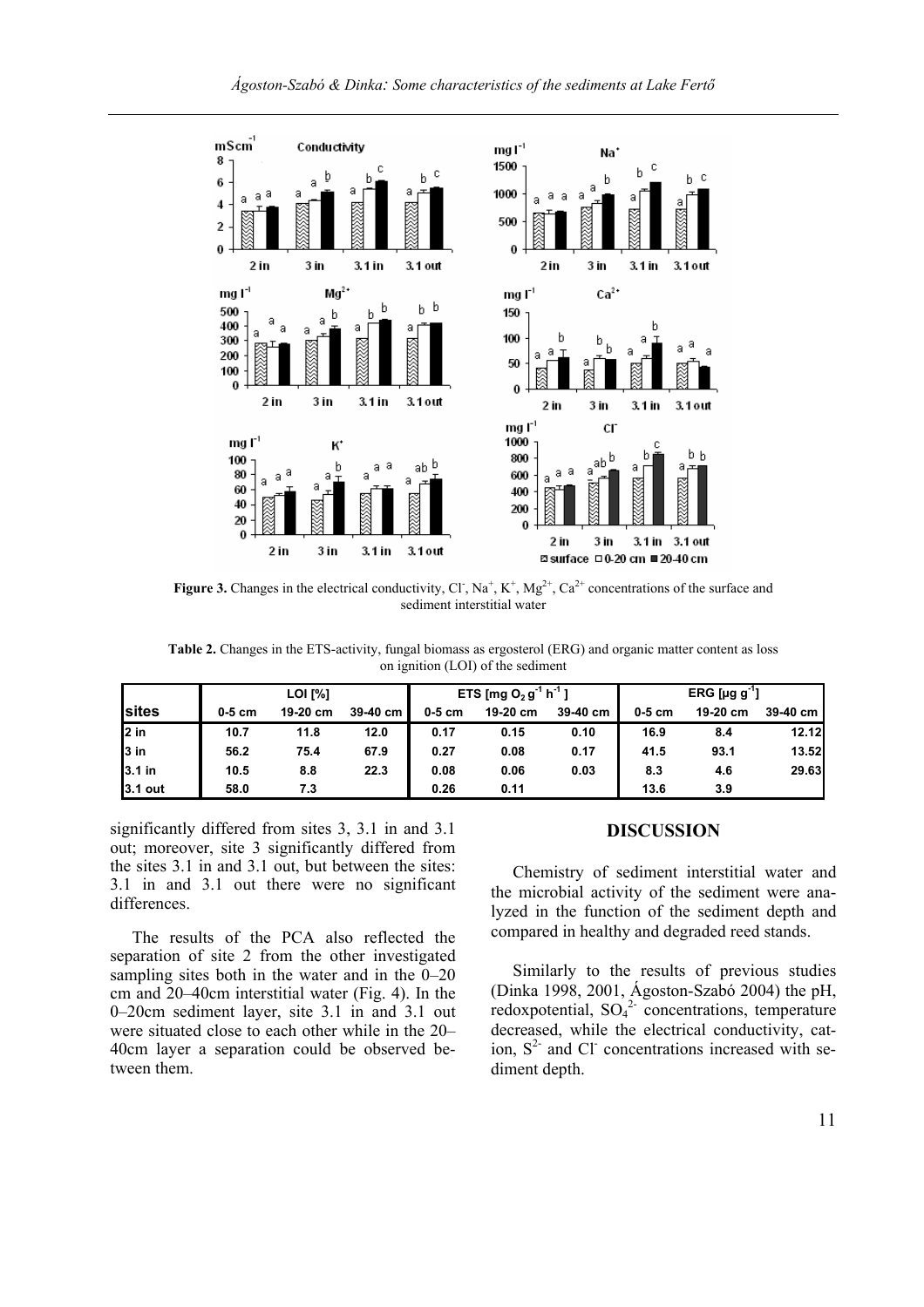**Figure 3.** Changes in the electrical conductivity, $Cl^-$, $Na^+$, $K^+$, $Mg^{2+}$, $Ca^{2+}$ concentrations of the surface and sediment interstitial water

**Table 2.** Changes in the ETS-activity, fungal biomass as ergosterol (ERG) and organic matter content as loss on ignition (LOI) of the sediment

| sites | LOI [%] | | | ETS [mg $O_2$ $g^{-1}$ $h^{-1}$ ] | | | ERG [µg $g^{-1}$] | | |
|---|---|---|---|---|---|---|---|---|---|
| | 0-5 cm | 19-20 cm | 39-40 cm | 0-5 cm | 19-20 cm | 39-40 cm | 0-5 cm | 19-20 cm | 39-40 cm |
| 2 in | 10.7 | 11.8 | 12.0 | 0.17 | 0.15 | 0.10 | 16.9 | 8.4 | 12.12 |
| 3 in | 56.2 | 75.4 | 67.9 | 0.27 | 0.08 | 0.17 | 41.5 | 93.1 | 13.52 |
| 3.1 in | 10.5 | 8.8 | 22.3 | 0.08 | 0.06 | 0.03 | 8.3 | 4.6 | 29.63 |
| 3.1 out | 58.0 | 7.3 | | 0.26 | 0.11 | | 13.6 | 3.9 | |

significantly differed from sites 3, 3.1 in and 3.1 out; moreover, site 3 significantly differed from the sites 3.1 in and 3.1 out, but between the sites: 3.1 in and 3.1 out there were no significant differences.

The results of the PCA also reflected the separation of site 2 from the other investigated sampling sites both in the water and in the 0–20 cm and 20–40cm interstitial water (Fig. 4). In the 0–20cm sediment layer, site 3.1 in and 3.1 out were situated close to each other while in the 20–40cm layer a separation could be observed between them.

## DISCUSSION

Chemistry of sediment interstitial water and the microbial activity of the sediment were analyzed in the function of the sediment depth and compared in healthy and degraded reed stands.

Similarly to the results of previous studies (Dinka 1998, 2001, Ágoston-Szabó 2004) the pH, redoxpotential, $SO_4^{2-}$ concentrations, temperature decreased, while the electrical conductivity, cation, $S^{2-}$ and $Cl^-$ concentrations increased with sediment depth.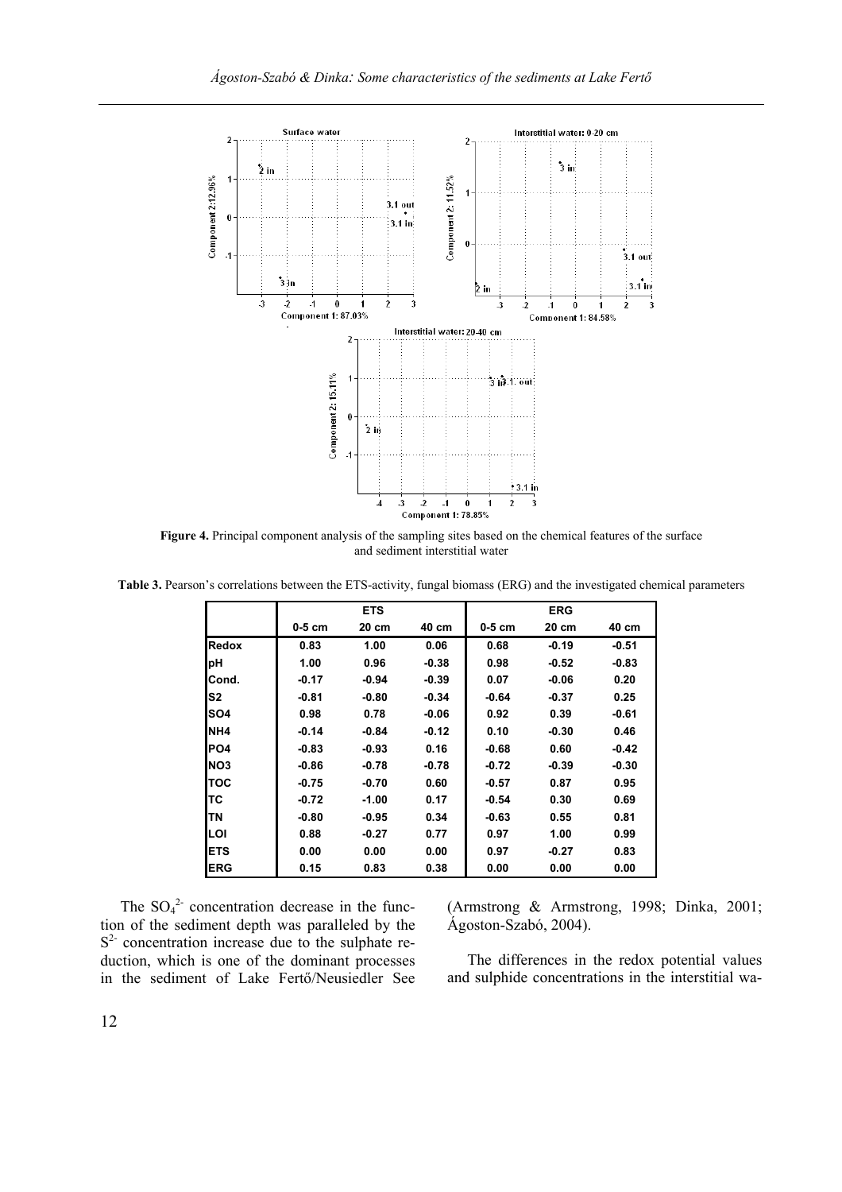**Figure 4.** Principal component analysis of the sampling sites based on the chemical features of the surface and sediment interstitial water

**Table 3.** Pearson's correlations between the ETS-activity, fungal biomass (ERG) and the investigated chemical parameters

| | ETS | | | ERG | | |
|---|---|---|---|---|---|---|
| | 0-5 cm | 20 cm | 40 cm | 0-5 cm | 20 cm | 40 cm |
| **Redox** | 0.83 | 1.00 | 0.06 | 0.68 | -0.19 | -0.51 |
| **pH** | 1.00 | 0.96 | -0.38 | 0.98 | -0.52 | -0.83 |
| **Cond.** | -0.17 | -0.94 | -0.39 | 0.07 | -0.06 | 0.20 |
| **S2** | -0.81 | -0.80 | -0.34 | -0.64 | -0.37 | 0.25 |
| **SO4** | 0.98 | 0.78 | -0.06 | 0.92 | 0.39 | -0.61 |
| **NH4** | -0.14 | -0.84 | -0.12 | 0.10 | -0.30 | 0.46 |
| **PO4** | -0.83 | -0.93 | 0.16 | -0.68 | 0.60 | -0.42 |
| **NO3** | -0.86 | -0.78 | -0.78 | -0.72 | -0.39 | -0.30 |
| **TOC** | -0.75 | -0.70 | 0.60 | -0.57 | 0.87 | 0.95 |
| **TC** | -0.72 | -1.00 | 0.17 | -0.54 | 0.30 | 0.69 |
| **TN** | -0.80 | -0.95 | 0.34 | -0.63 | 0.55 | 0.81 |
| **LOI** | 0.88 | -0.27 | 0.77 | 0.97 | 1.00 | 0.99 |
| **ETS** | 0.00 | 0.00 | 0.00 | 0.97 | -0.27 | 0.83 |
| **ERG** | 0.15 | 0.83 | 0.38 | 0.00 | 0.00 | 0.00 |

The $SO_4^{2-}$ concentration decrease in the function of the sediment depth was paralleled by the $S^{2-}$ concentration increase due to the sulphate reduction, which is one of the dominant processes in the sediment of Lake Fertő/Neusiedler See (Armstrong & Armstrong, 1998; Dinka, 2001; Ágoston-Szabó, 2004).

The differences in the redox potential values and sulphide concentrations in the interstitial wa-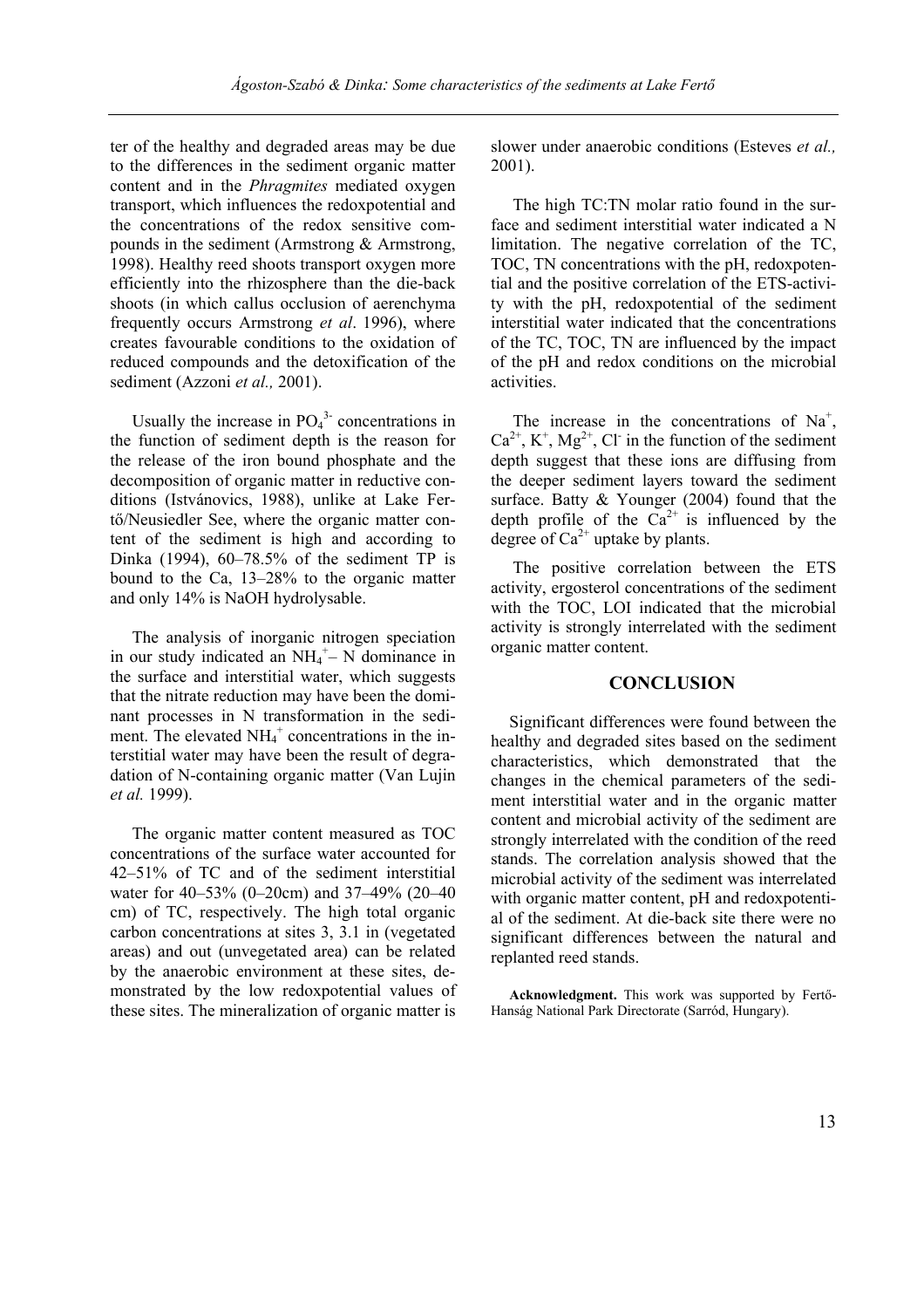ter of the healthy and degraded areas may be due to the differences in the sediment organic matter content and in the *Phragmites* mediated oxygen transport, which influences the redoxpotential and the concentrations of the redox sensitive compounds in the sediment (Armstrong & Armstrong, 1998). Healthy reed shoots transport oxygen more efficiently into the rhizosphere than the die-back shoots (in which callus occlusion of aerenchyma frequently occurs Armstrong *et al*. 1996), where creates favourable conditions to the oxidation of reduced compounds and the detoxification of the sediment (Azzoni *et al.,* 2001).

Usually the increase in $PO_4^{3-}$ concentrations in the function of sediment depth is the reason for the release of the iron bound phosphate and the decomposition of organic matter in reductive conditions (Istvánovics, 1988), unlike at Lake Fertő/Neusiedler See, where the organic matter content of the sediment is high and according to Dinka (1994), 60–78.5% of the sediment TP is bound to the Ca, 13–28% to the organic matter and only 14% is NaOH hydrolysable.

The analysis of inorganic nitrogen speciation in our study indicated an $NH_4^+$– N dominance in the surface and interstitial water, which suggests that the nitrate reduction may have been the dominant processes in N transformation in the sediment. The elevated $NH_4^+$ concentrations in the interstitial water may have been the result of degradation of N-containing organic matter (Van Lujin *et al.* 1999).

The organic matter content measured as TOC concentrations of the surface water accounted for 42–51% of TC and of the sediment interstitial water for 40–53% (0–20cm) and 37–49% (20–40 cm) of TC, respectively. The high total organic carbon concentrations at sites 3, 3.1 in (vegetated areas) and out (unvegetated area) can be related by the anaerobic environment at these sites, demonstrated by the low redoxpotential values of these sites. The mineralization of organic matter is slower under anaerobic conditions (Esteves *et al.,* 2001).

The high TC:TN molar ratio found in the surface and sediment interstitial water indicated a N limitation. The negative correlation of the TC, TOC, TN concentrations with the pH, redoxpotential and the positive correlation of the ETS-activity with the pH, redoxpotential of the sediment interstitial water indicated that the concentrations of the TC, TOC, TN are influenced by the impact of the pH and redox conditions on the microbial activities.

The increase in the concentrations of $Na^+$, $Ca^{2+}$, $K^+$, $Mg^{2+}$, $Cl^-$ in the function of the sediment depth suggest that these ions are diffusing from the deeper sediment layers toward the sediment surface. Batty & Younger (2004) found that the depth profile of the $Ca^{2+}$ is influenced by the degree of $Ca^{2+}$ uptake by plants.

The positive correlation between the ETS activity, ergosterol concentrations of the sediment with the TOC, LOI indicated that the microbial activity is strongly interrelated with the sediment organic matter content.

## CONCLUSION

Significant differences were found between the healthy and degraded sites based on the sediment characteristics, which demonstrated that the changes in the chemical parameters of the sediment interstitial water and in the organic matter content and microbial activity of the sediment are strongly interrelated with the condition of the reed stands. The correlation analysis showed that the microbial activity of the sediment was interrelated with organic matter content, pH and redoxpotential of the sediment. At die-back site there were no significant differences between the natural and replanted reed stands.

**Acknowledgment.** This work was supported by Fertő-Hanság National Park Directorate (Sarród, Hungary).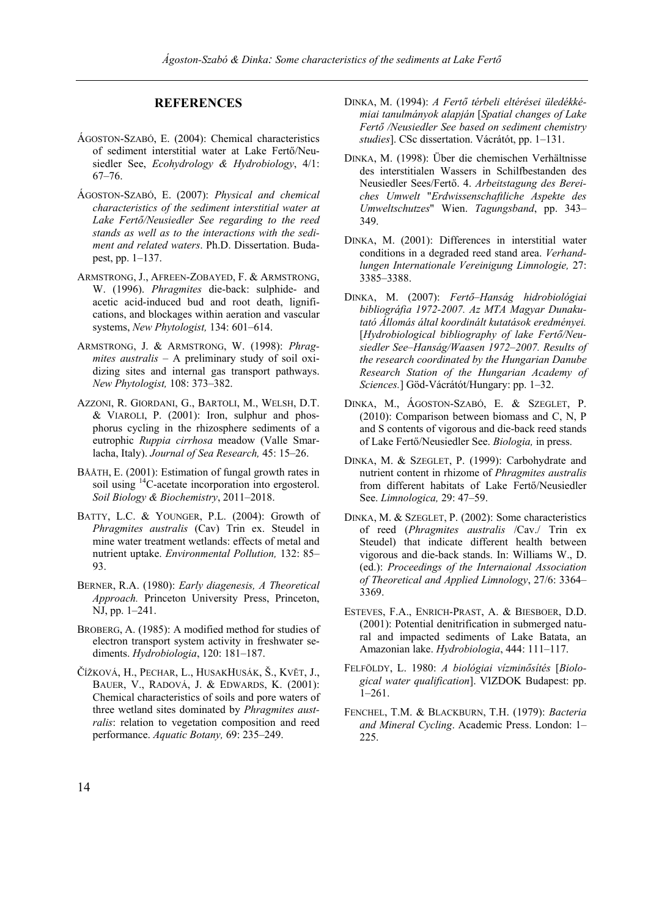## REFERENCES

ÁGOSTON-SZABÓ, E. (2004): Chemical characteristics of sediment interstitial water at Lake Fertő/Neusiedler See, *Ecohydrology & Hydrobiology*, 4/1: 67–76.

ÁGOSTON-SZABÓ, E. (2007): *Physical and chemical characteristics of the sediment interstitial water at Lake Fertő/Neusiedler See regarding to the reed stands as well as to the interactions with the sediment and related waters*. Ph.D. Dissertation. Budapest, pp. 1–137.

ARMSTRONG, J., AFREEN-ZOBAYED, F. & ARMSTRONG, W. (1996). *Phragmites* die-back: sulphide- and acetic acid-induced bud and root death, lignifications, and blockages within aeration and vascular systems, *New Phytologist,* 134: 601–614.

ARMSTRONG, J. & ARMSTRONG, W. (1998): *Phragmites australis* – A preliminary study of soil oxidizing sites and internal gas transport pathways. *New Phytologist,* 108: 373–382.

AZZONI, R. GIORDANI, G., BARTOLI, M., WELSH, D.T. & VIAROLI, P. (2001): Iron, sulphur and phosphorus cycling in the rhizosphere sediments of a eutrophic *Ruppia cirrhosa* meadow (Valle Smarlacha, Italy). *Journal of Sea Research,* 45: 15–26.

BÅÅTH, E. (2001): Estimation of fungal growth rates in soil using $^{14}$C-acetate incorporation into ergosterol. *Soil Biology & Biochemistry*, 2011–2018.

BATTY, L.C. & YOUNGER, P.L. (2004): Growth of *Phragmites australis* (Cav) Trin ex. Steudel in mine water treatment wetlands: effects of metal and nutrient uptake. *Environmental Pollution,* 132: 85–93.

BERNER, R.A. (1980): *Early diagenesis, A Theoretical Approach.* Princeton University Press, Princeton, NJ, pp. 1–241.

BROBERG, A. (1985): A modified method for studies of electron transport system activity in freshwater sediments. *Hydrobiologia*, 120: 181–187.

ČÍŽKOVÁ, H., PECHAR, L., HUSAKHUSÁK, Š., KVĚT, J., BAUER, V., RADOVÁ, J. & EDWARDS, K. (2001): Chemical characteristics of soils and pore waters of three wetland sites dominated by *Phragmites australis*: relation to vegetation composition and reed performance. *Aquatic Botany,* 69: 235–249.

DINKA, M. (1994): *A Fertő térbeli eltérései üledékkémiai tanulmányok alapján* [*Spatial changes of Lake Fertő /Neusiedler See based on sediment chemistry studies*]. CSc dissertation. Vácrátót, pp. 1–131.

DINKA, M. (1998): Über die chemischen Verhältnisse des interstitialen Wassers in Schilfbestanden des Neusiedler Sees/Fertő. 4. *Arbeitstagung des Bereiches Umwelt* "*Erdwissenschaftliche Aspekte des Umweltschutzes*" Wien. *Tagungsband*, pp. 343–349.

DINKA, M. (2001): Differences in interstitial water conditions in a degraded reed stand area. *Verhandlungen Internationale Vereinigung Limnologie,* 27: 3385–3388.

DINKA, M. (2007): *Fertő–Hanság hidrobiológiai bibliográfia 1972-2007. Az MTA Magyar Dunakutató Állomás által koordinált kutatások eredményei.* [*Hydrobiological bibliography of lake Fertő/Neusiedler See–Hanság/Waasen 1972–2007. Results of the research coordinated by the Hungarian Danube Research Station of the Hungarian Academy of Sciences.*] Göd-Vácrátót/Hungary: pp. 1–32.

DINKA, M., ÁGOSTON-SZABÓ, E. & SZEGLET, P. (2010): Comparison between biomass and C, N, P and S contents of vigorous and die-back reed stands of Lake Fertő/Neusiedler See. *Biologia,* in press.

DINKA, M. & SZEGLET, P. (1999): Carbohydrate and nutrient content in rhizome of *Phragmites australis* from different habitats of Lake Fertő/Neusiedler See. *Limnologica,* 29: 47–59.

DINKA, M. & SZEGLET, P. (2002): Some characteristics of reed (*Phragmites australis* /Cav./ Trin ex Steudel) that indicate different health between vigorous and die-back stands. In: Williams W., D. (ed.): *Proceedings of the Internaional Association of Theoretical and Applied Limnology*, 27/6: 3364–3369.

ESTEVES, F.A., ENRICH-PRAST, A. & BIESBOER, D.D. (2001): Potential denitrification in submerged natural and impacted sediments of Lake Batata, an Amazonian lake. *Hydrobiologia*, 444: 111–117.

FELFÖLDY, L. 1980: *A biológiai vízminősítés* [*Biological water qualification*]. VIZDOK Budapest: pp. 1–261.

FENCHEL, T.M. & BLACKBURN, T.H. (1979): *Bacteria and Mineral Cycling*. Academic Press. London: 1–225.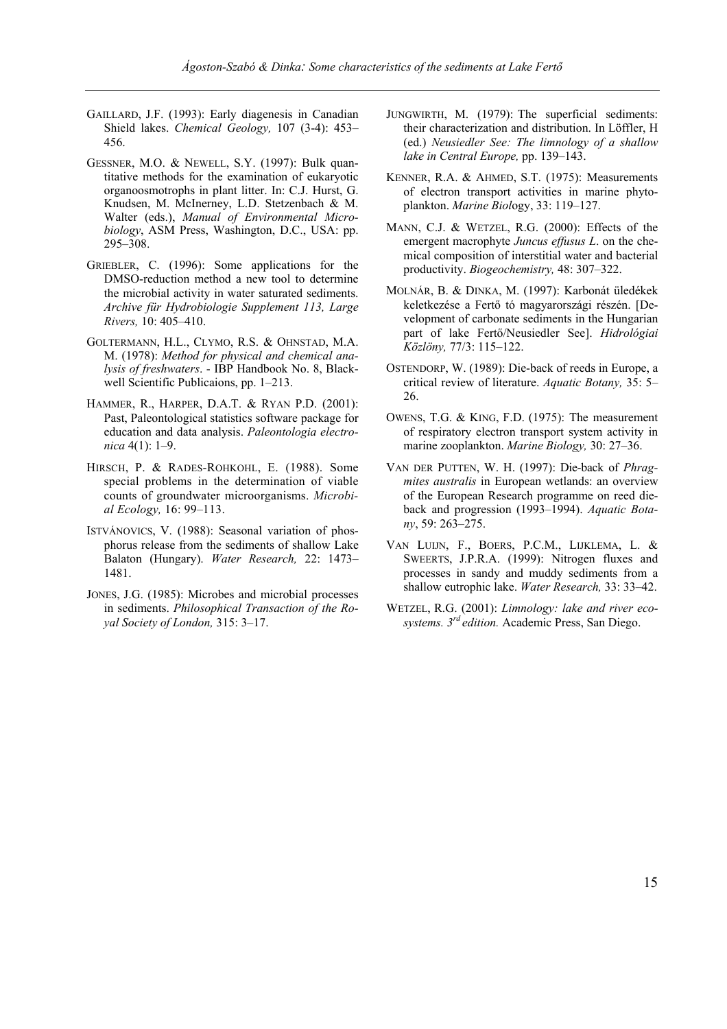GAILLARD, J.F. (1993): Early diagenesis in Canadian Shield lakes. *Chemical Geology,* 107 (3-4): 453–456.

GESSNER, M.O. & NEWELL, S.Y. (1997): Bulk quantitative methods for the examination of eukaryotic organoosmotrophs in plant litter. In: C.J. Hurst, G. Knudsen, M. McInerney, L.D. Stetzenbach & M. Walter (eds.), *Manual of Environmental Microbiology*, ASM Press, Washington, D.C., USA: pp. 295–308.

GRIEBLER, C. (1996): Some applications for the DMSO-reduction method a new tool to determine the microbial activity in water saturated sediments. *Archive für Hydrobiologie Supplement 113, Large Rivers,* 10: 405–410.

GOLTERMANN, H.L., CLYMO, R.S. & OHNSTAD, M.A. M. (1978): *Method for physical and chemical analysis of freshwaters*. - IBP Handbook No. 8, Blackwell Scientific Publicaions, pp. 1–213.

HAMMER, R., HARPER, D.A.T. & RYAN P.D. (2001): Past, Paleontological statistics software package for education and data analysis. *Paleontologia electronica* 4(1): 1–9.

HIRSCH, P. & RADES-ROHKOHL, E. (1988). Some special problems in the determination of viable counts of groundwater microorganisms. *Microbial Ecology,* 16: 99–113.

ISTVÁNOVICS, V. (1988): Seasonal variation of phosphorus release from the sediments of shallow Lake Balaton (Hungary). *Water Research,* 22: 1473–1481.

JONES, J.G. (1985): Microbes and microbial processes in sediments. *Philosophical Transaction of the Royal Society of London,* 315: 3–17.

JUNGWIRTH, M. (1979): The superficial sediments: their characterization and distribution. In Löffler, H (ed.) *Neusiedler See: The limnology of a shallow lake in Central Europe,* pp. 139–143.

KENNER, R.A. & AHMED, S.T. (1975): Measurements of electron transport activities in marine phytoplankton. *Marine Biol*ogy, 33: 119–127.

MANN, C.J. & WETZEL, R.G. (2000): Effects of the emergent macrophyte *Juncus effusus L*. on the chemical composition of interstitial water and bacterial productivity. *Biogeochemistry,* 48: 307–322.

MOLNÁR, B. & DINKA, M. (1997): Karbonát üledékek keletkezése a Fertő tó magyarországi részén. [Development of carbonate sediments in the Hungarian part of lake Fertő/Neusiedler See]. *Hidrológiai Közlöny,* 77/3: 115–122.

OSTENDORP, W. (1989): Die-back of reeds in Europe, a critical review of literature. *Aquatic Botany,* 35: 5–26.

OWENS, T.G. & KING, F.D. (1975): The measurement of respiratory electron transport system activity in marine zooplankton. *Marine Biology,* 30: 27–36.

VAN DER PUTTEN, W. H. (1997): Die-back of *Phragmites australis* in European wetlands: an overview of the European Research programme on reed die-back and progression (1993–1994). *Aquatic Botany*, 59: 263–275.

VAN LUIJN, F., BOERS, P.C.M., LIJKLEMA, L. & SWEERTS, J.P.R.A. (1999): Nitrogen fluxes and processes in sandy and muddy sediments from a shallow eutrophic lake. *Water Research,* 33: 33–42.

WETZEL, R.G. (2001): *Limnology: lake and river ecosystems. 3rd edition.* Academic Press, San Diego.